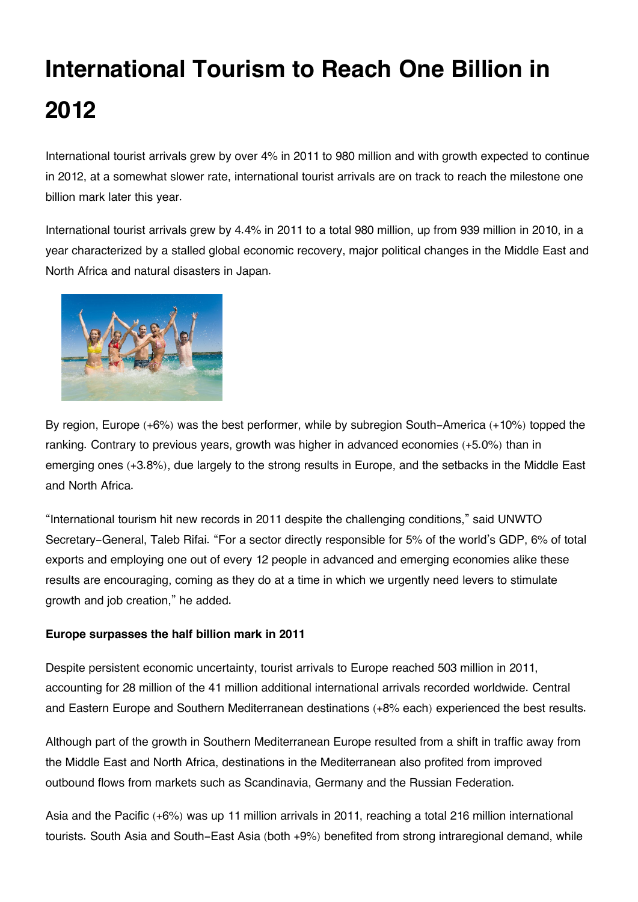# International Tourism to Reach One Billion in 2012

International tourist arrivals grew by over 4% in 2011 to 980 million and with growth expected to continue in 2012, at a somewhat slower rate, international tourist arrivals are on track to reach the milestone one billion mark later this year.

International tourist arrivals grew by 4.4% in 2011 to a total 980 million, up from 939 million in 2010, in a year characterized by a stalled global economic recovery, major political changes in the Middle East and North Africa and natural disasters in Japan.

By region, Europe (+6%) was the best performer, while by subregion South-America (+10%) topped the ranking. Contrary to previous years, growth was higher in advanced economies (+5.0%) than in emerging ones (+3.8%), due largely to the strong results in Europe, and the setbacks in the Middle East and North Africa.

"International tourism hit new records in 2011 despite the challenging conditions," said UNWTO Secretary-General, Taleb Rifai. "For a sector directly responsible for 5% of the world's GDP, 6% of total exports and employing one out of every 12 people in advanced and emerging economies alike these results are encouraging, coming as they do at a time in which we urgently need levers to stimulate growth and job creation," he added.

**Europe surpasses the half billion mark in 2011**

Despite persistent economic uncertainty, tourist arrivals to Europe reached 503 million in 2011, accounting for 28 million of the 41 million additional international arrivals recorded worldwide. Central and Eastern Europe and Southern Mediterranean destinations (+8% each) experienced the best results.

Although part of the growth in Southern Mediterranean Europe resulted from a shift in traffic away from the Middle East and North Africa, destinations in the Mediterranean also profited from improved outbound flows from markets such as Scandinavia, Germany and the Russian Federation.

Asia and the Pacific (+6%) was up 11 million arrivals in 2011, reaching a total 216 million international tourists. South Asia and South-East Asia (both +9%) benefited from strong intraregional demand, while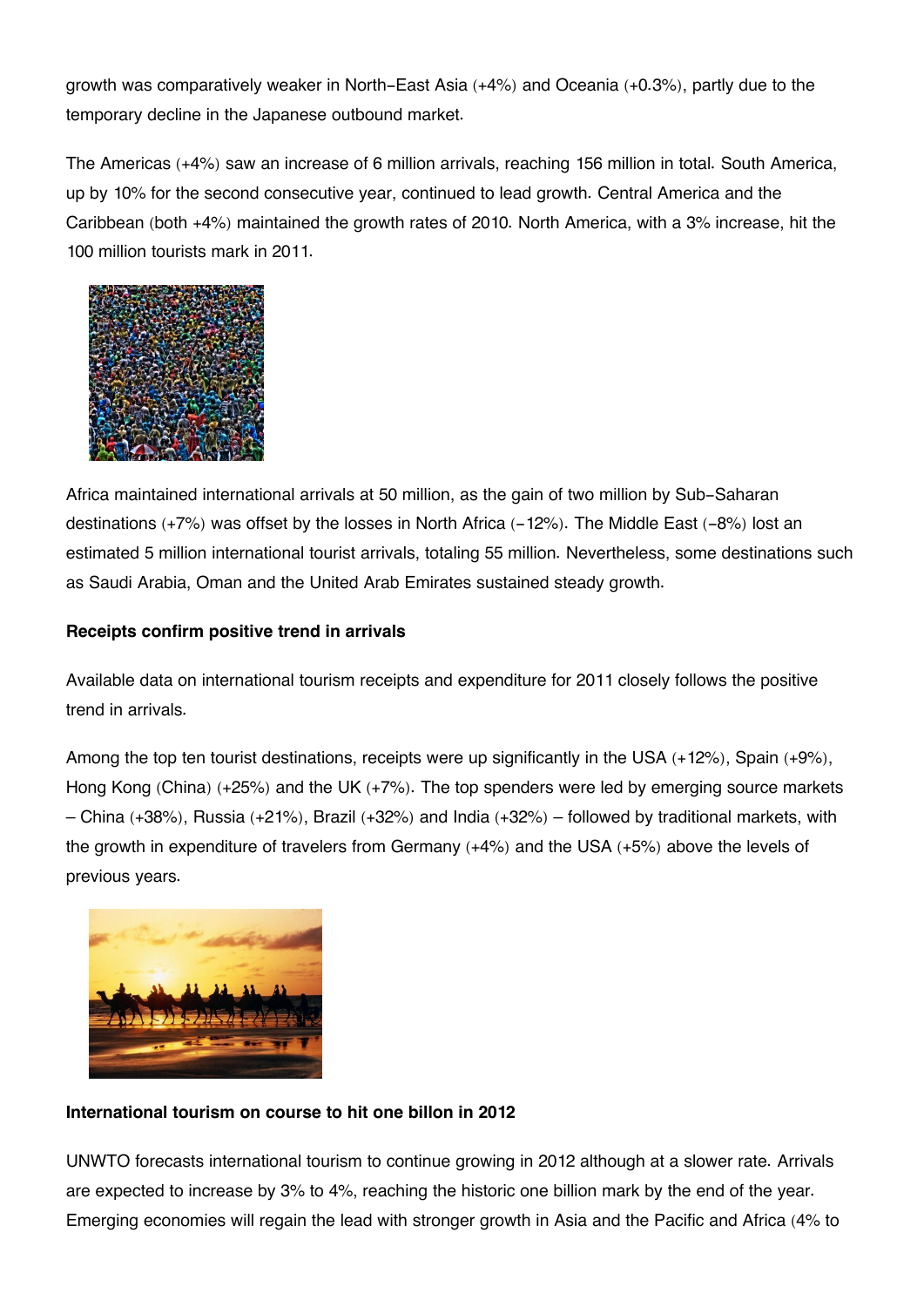growth was comparatively weaker in North-East Asia (+4%) and Oceania (+0.3%), partly due to the temporary decline in the Japanese outbound market.

The Americas (+4%) saw an increase of 6 million arrivals, reaching 156 million in total. South America, up by 10% for the second consecutive year, continued to lead growth. Central America and the Caribbean (both +4%) maintained the growth rates of 2010. North America, with a 3% increase, hit the 100 million tourists mark in 2011.

Africa maintained international arrivals at 50 million, as the gain of two million by Sub-Saharan destinations (+7%) was offset by the losses in North Africa (-12%). The Middle East (-8%) lost an estimated 5 million international tourist arrivals, totaling 55 million. Nevertheless, some destinations such as Saudi Arabia, Oman and the United Arab Emirates sustained steady growth.

**Receipts confirm positive trend in arrivals**

Available data on international tourism receipts and expenditure for 2011 closely follows the positive trend in arrivals.

Among the top ten tourist destinations, receipts were up significantly in the USA (+12%), Spain (+9%), Hong Kong (China) (+25%) and the UK (+7%). The top spenders were led by emerging source markets – China (+38%), Russia (+21%), Brazil (+32%) and India (+32%) – followed by traditional markets, with the growth in expenditure of travelers from Germany (+4%) and the USA (+5%) above the levels of previous years.

**International tourism on course to hit one billon in 2012**

UNWTO forecasts international tourism to continue growing in 2012 although at a slower rate. Arrivals are expected to increase by 3% to 4%, reaching the historic one billion mark by the end of the year. Emerging economies will regain the lead with stronger growth in Asia and the Pacific and Africa (4% to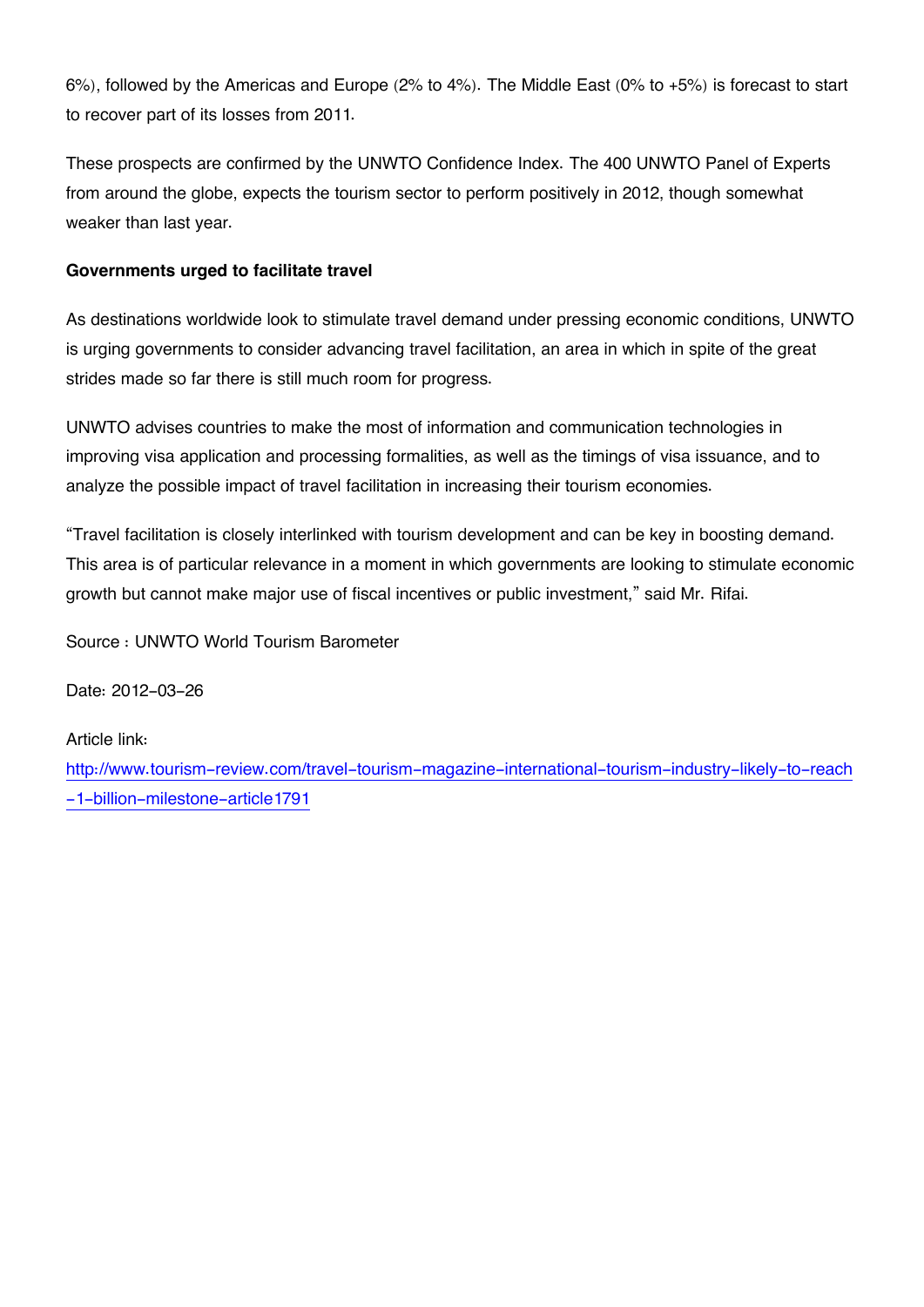6%), followed by the Americas and Europe (2% to 4%). The Middle East (0% to +5%) is forecast to start to recover part of its losses from 2011.

These prospects are confirmed by the UNWTO Confidence Index. The 400 UNWTO Panel of Experts from around the globe, expects the tourism sector to perform positively in 2012, though somewhat weaker than last year.

**Governments urged to facilitate travel**

As destinations worldwide look to stimulate travel demand under pressing economic conditions, UNWTO is urging governments to consider advancing travel facilitation, an area in which in spite of the great strides made so far there is still much room for progress.

UNWTO advises countries to make the most of information and communication technologies in improving visa application and processing formalities, as well as the timings of visa issuance, and to analyze the possible impact of travel facilitation in increasing their tourism economies.

"Travel facilitation is closely interlinked with tourism development and can be key in boosting demand. This area is of particular relevance in a moment in which governments are looking to stimulate economic growth but cannot make major use of fiscal incentives or public investment," said Mr. Rifai.

Source : UNWTO World Tourism Barometer

Date: 2012-03-26

Article link:
[http://www.tourism-review.com/travel-tourism-magazine-international-tourism-industry-likely-to-reach-1-billion-milestone-article1791](http://www.tourism-review.com/travel-tourism-magazine-international-tourism-industry-likely-to-reach-1-billion-milestone-article1791)